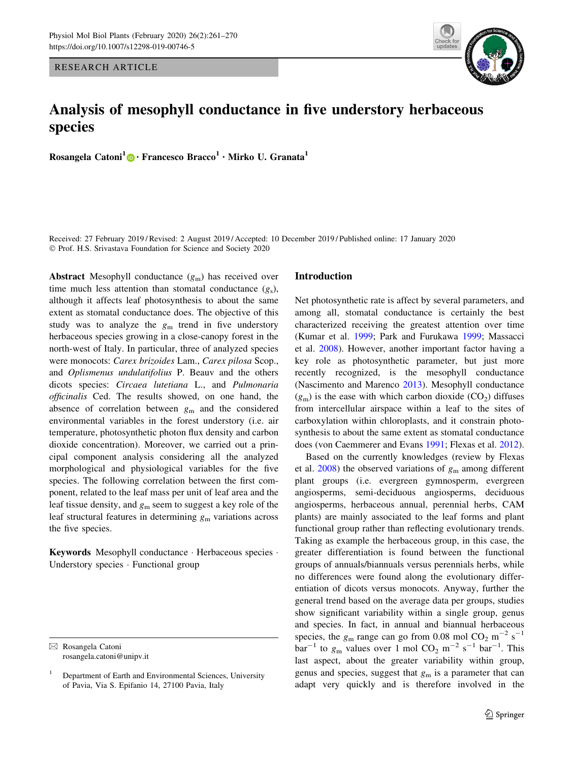RESEARCH ARTICLE

# Analysis of mesophyll conductance in five understory herbaceous species

**Rosangela Catoni[1] · Francesco Bracco[1] · Mirko U. Granata[1]**

Received: 27 February 2019 / Revised: 2 August 2019 / Accepted: 10 December 2019 / Published online: 17 January 2020
© Prof. H.S. Srivastava Foundation for Science and Society 2020

**Abstract** Mesophyll conductance ($g_m$) has received over time much less attention than stomatal conductance ($g_s$), although it affects leaf photosynthesis to about the same extent as stomatal conductance does. The objective of this study was to analyze the $g_m$ trend in five understory herbaceous species growing in a close-canopy forest in the north-west of Italy. In particular, three of analyzed species were monocots: *Carex brizoides* Lam., *Carex pilosa* Scop., and *Oplismenus undulatifolius* P. Beauv and the others dicots species: *Circaea lutetiana* L., and *Pulmonaria officinalis* Ced. The results showed, on one hand, the absence of correlation between $g_m$ and the considered environmental variables in the forest understory (i.e. air temperature, photosynthetic photon flux density and carbon dioxide concentration). Moreover, we carried out a principal component analysis considering all the analyzed morphological and physiological variables for the five species. The following correlation between the first component, related to the leaf mass per unit of leaf area and the leaf tissue density, and $g_m$ seem to suggest a key role of the leaf structural features in determining $g_m$ variations across the five species.

**Keywords** Mesophyll conductance · Herbaceous species · Understory species · Functional group

✉ Rosangela Catoni
rosangela.catoni@unipv.it

[1] Department of Earth and Environmental Sciences, University of Pavia, Via S. Epifanio 14, 27100 Pavia, Italy

## Introduction

Net photosynthetic rate is affect by several parameters, and among all, stomatal conductance is certainly the best characterized receiving the greatest attention over time (Kumar et al. 1999; Park and Furukawa 1999; Massacci et al. 2008). However, another important factor having a key role as photosynthetic parameter, but just more recently recognized, is the mesophyll conductance (Nascimento and Marenco 2013). Mesophyll conductance ($g_m$) is the ease with which carbon dioxide ($CO_2$) diffuses from intercellular airspace within a leaf to the sites of carboxylation within chloroplasts, and it constrain photosynthesis to about the same extent as stomatal conductance does (von Caemmerer and Evans 1991; Flexas et al. 2012).

Based on the currently knowledges (review by Flexas et al. 2008) the observed variations of $g_m$ among different plant groups (i.e. evergreen gymnosperm, evergreen angiosperms, semi-deciduous angiosperms, deciduous angiosperms, herbaceous annual, perennial herbs, CAM plants) are mainly associated to the leaf forms and plant functional group rather than reflecting evolutionary trends. Taking as example the herbaceous group, in this case, the greater differentiation is found between the functional groups of annuals/biannuals versus perennials herbs, while no differences were found along the evolutionary differentiation of dicots versus monocots. Anyway, further the general trend based on the average data per groups, studies show significant variability within a single group, genus and species. In fact, in annual and biannual herbaceous species, the $g_m$ range can go from 0.08 mol $CO_2$ $m^{-2}$ $s^{-1}$ $bar^{-1}$ to $g_m$ values over 1 mol $CO_2$ $m^{-2}$ $s^{-1}$ $bar^{-1}$. This last aspect, about the greater variability within group, genus and species, suggest that $g_m$ is a parameter that can adapt very quickly and is therefore involved in the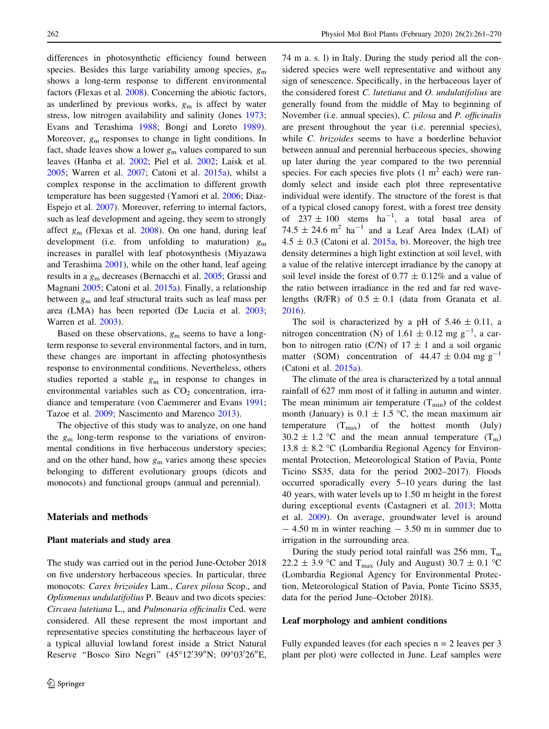differences in photosynthetic efficiency found between species. Besides this large variability among species, $g_m$ shows a long-term response to different environmental factors (Flexas et al. 2008). Concerning the abiotic factors, as underlined by previous works, $g_m$ is affect by water stress, low nitrogen availability and salinity (Jones 1973; Evans and Terashima 1988; Bongi and Loreto 1989). Moreover, $g_m$ responses to change in light conditions. In fact, shade leaves show a lower $g_m$ values compared to sun leaves (Hanba et al. 2002; Piel et al. 2002; Laisk et al. 2005; Warren et al. 2007; Catoni et al. 2015a), whilst a complex response in the acclimation to different growth temperature has been suggested (Yamori et al. 2006; Diaz-Espejo et al. 2007). Moreover, referring to internal factors, such as leaf development and ageing, they seem to strongly affect $g_m$ (Flexas et al. 2008). On one hand, during leaf development (i.e. from unfolding to maturation) $g_m$ increases in parallel with leaf photosynthesis (Miyazawa and Terashima 2001), while on the other hand, leaf ageing results in a $g_m$ decreases (Bernacchi et al. 2005; Grassi and Magnani 2005; Catoni et al. 2015a). Finally, a relationship between $g_m$ and leaf structural traits such as leaf mass per area (LMA) has been reported (De Lucia et al. 2003; Warren et al. 2003).

Based on these observations, $g_m$ seems to have a long-term response to several environmental factors, and in turn, these changes are important in affecting photosynthesis response to environmental conditions. Nevertheless, others studies reported a stable $g_m$ in response to changes in environmental variables such as $CO_2$ concentration, irradiance and temperature (von Caemmerer and Evans 1991; Tazoe et al. 2009; Nascimento and Marenco 2013).

The objective of this study was to analyze, on one hand the $g_m$ long-term response to the variations of environmental conditions in five herbaceous understory species; and on the other hand, how $g_m$ varies among these species belonging to different evolutionary groups (dicots and monocots) and functional groups (annual and perennial).

## Materials and methods

### Plant materials and study area

The study was carried out in the period June-October 2018 on five understory herbaceous species. In particular, three monocots: *Carex brizoides* Lam., *Carex pilosa* Scop., and *Oplismenus undulatifolius* P. Beauv and two dicots species: *Circaea lutetiana* L., and *Pulmonaria officinalis* Ced. were considered. All these represent the most important and representative species constituting the herbaceous layer of a typical alluvial lowland forest inside a Strict Natural Reserve "Bosco Siro Negri" (45°12′39″N; 09°03′26″E, 74 m a. s. l) in Italy. During the study period all the considered species were well representative and without any sign of senescence. Specifically, in the herbaceous layer of the considered forest *C. lutetiana* and *O. undulatifolius* are generally found from the middle of May to beginning of November (i.e. annual species), *C. pilosa* and *P. officinalis* are present throughout the year (i.e. perennial species), while *C. brizoides* seems to have a borderline behavior between annual and perennial herbaceous species, showing up later during the year compared to the two perennial species. For each species five plots (1 $m^2$ each) were randomly select and inside each plot three representative individual were identify. The structure of the forest is that of a typical closed canopy forest, with a forest tree density of $237 \pm 100$ stems $ha^{-1}$, a total basal area of $74.5 \pm 24.6$ $m^2$ $ha^{-1}$ and a Leaf Area Index (LAI) of $4.5 \pm 0.3$ (Catoni et al. 2015a, b). Moreover, the high tree density determines a high light extinction at soil level, with a value of the relative intercept irradiance by the canopy at soil level inside the forest of $0.77 \pm 0.12$% and a value of the ratio between irradiance in the red and far red wavelengths (R/FR) of $0.5 \pm 0.1$ (data from Granata et al. 2016).

The soil is characterized by a pH of $5.46 \pm 0.11$, a nitrogen concentration (N) of $1.61 \pm 0.12$ mg $g^{-1}$, a carbon to nitrogen ratio (C/N) of $17 \pm 1$ and a soil organic matter (SOM) concentration of $44.47 \pm 0.04$ mg $g^{-1}$ (Catoni et al. 2015a).

The climate of the area is characterized by a total annual rainfall of 627 mm most of it falling in autumn and winter. The mean minimum air temperature ($T_{min}$) of the coldest month (January) is $0.1 \pm 1.5$ °C, the mean maximum air temperature ($T_{max}$) of the hottest month (July) $30.2 \pm 1.2$ °C and the mean annual temperature ($T_m$) $13.8 \pm 8.2$ °C (Lombardia Regional Agency for Environmental Protection, Meteorological Station of Pavia, Ponte Ticino SS35, data for the period 2002–2017). Floods occurred sporadically every 5–10 years during the last 40 years, with water levels up to 1.50 m height in the forest during exceptional events (Castagneri et al. 2013; Motta et al. 2009). On average, groundwater level is around − 4.50 m in winter reaching − 3.50 m in summer due to irrigation in the surrounding area.

During the study period total rainfall was 256 mm, $T_m$ $22.2 \pm 3.9$ °C and $T_{max}$ (July and August) $30.7 \pm 0.1$ °C (Lombardia Regional Agency for Environmental Protection, Meteorological Station of Pavia, Ponte Ticino SS35, data for the period June–October 2018).

### Leaf morphology and ambient conditions

Fully expanded leaves (for each species n = 2 leaves per 3 plant per plot) were collected in June. Leaf samples were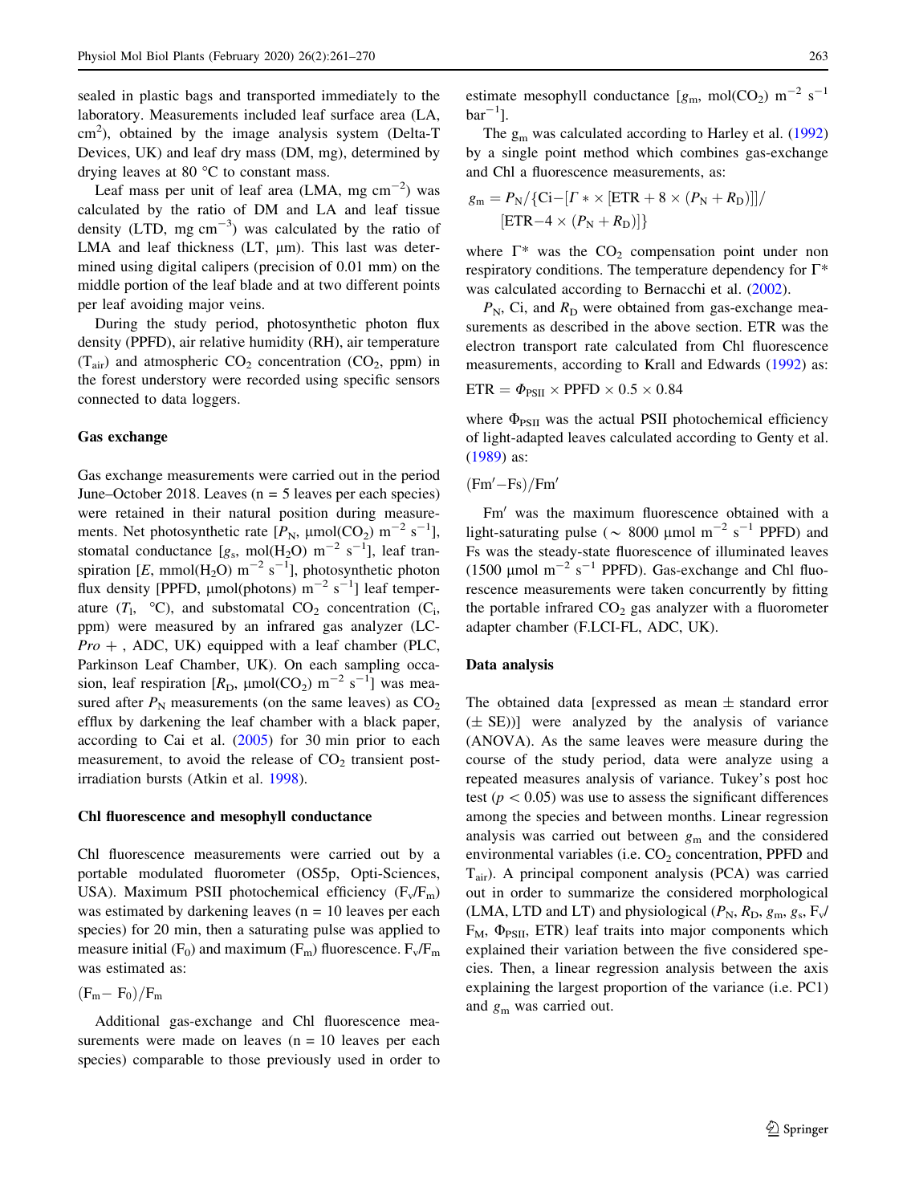sealed in plastic bags and transported immediately to the laboratory. Measurements included leaf surface area (LA, $cm^2$), obtained by the image analysis system (Delta-T Devices, UK) and leaf dry mass (DM, mg), determined by drying leaves at 80 °C to constant mass.

Leaf mass per unit of leaf area (LMA, mg $cm^{-2}$) was calculated by the ratio of DM and LA and leaf tissue density (LTD, mg $cm^{-3}$) was calculated by the ratio of LMA and leaf thickness (LT, µm). This last was determined using digital calipers (precision of 0.01 mm) on the middle portion of the leaf blade and at two different points per leaf avoiding major veins.

During the study period, photosynthetic photon flux density (PPFD), air relative humidity (RH), air temperature ($T_{air}$) and atmospheric $CO_2$ concentration ($CO_2$, ppm) in the forest understory were recorded using specific sensors connected to data loggers.

### Gas exchange

Gas exchange measurements were carried out in the period June–October 2018. Leaves (n = 5 leaves per each species) were retained in their natural position during measurements. Net photosynthetic rate [$P_N$, µmol($CO_2$) $m^{-2}$ $s^{-1}$], stomatal conductance [$g_s$, mol($H_2O$) $m^{-2}$ $s^{-1}$], leaf transpiration [$E$, mmol($H_2O$) $m^{-2}$ $s^{-1}$], photosynthetic photon flux density [PPFD, µmol(photons) $m^{-2}$ $s^{-1}$] leaf temperature ($T_l$, °C), and substomatal $CO_2$ concentration ($C_i$, ppm) were measured by an infrared gas analyzer (LC-*Pro* +, ADC, UK) equipped with a leaf chamber (PLC, Parkinson Leaf Chamber, UK). On each sampling occasion, leaf respiration [$R_D$, µmol($CO_2$) $m^{-2}$ $s^{-1}$] was measured after $P_N$ measurements (on the same leaves) as $CO_2$ efflux by darkening the leaf chamber with a black paper, according to Cai et al. (2005) for 30 min prior to each measurement, to avoid the release of $CO_2$ transient post-irradiation bursts (Atkin et al. 1998).

### Chl fluorescence and mesophyll conductance

Chl fluorescence measurements were carried out by a portable modulated fluorometer (OS5p, Opti-Sciences, USA). Maximum PSII photochemical efficiency ($F_v/F_m$) was estimated by darkening leaves (n = 10 leaves per each species) for 20 min, then a saturating pulse was applied to measure initial ($F_0$) and maximum ($F_m$) fluorescence. $F_v/F_m$ was estimated as:

$$(F_m - F_0)/F_m$$

Additional gas-exchange and Chl fluorescence measurements were made on leaves (n = 10 leaves per each species) comparable to those previously used in order to estimate mesophyll conductance [$g_m$, mol($CO_2$) $m^{-2}$ $s^{-1}$ $bar^{-1}$].

The $g_m$ was calculated according to Harley et al. (1992) by a single point method which combines gas-exchange and Chl a fluorescence measurements, as:

$$g_m = P_N/\{Ci - [\Gamma * \times [ETR + 8 \times (P_N + R_D)]]/[ETR - 4 \times (P_N + R_D)]\}$$

where Γ* was the $CO_2$ compensation point under non respiratory conditions. The temperature dependency for Γ* was calculated according to Bernacchi et al. (2002).

$P_N$, Ci, and $R_D$ were obtained from gas-exchange measurements as described in the above section. ETR was the electron transport rate calculated from Chl fluorescence measurements, according to Krall and Edwards (1992) as:

$$ETR = \Phi_{PSII} \times PPFD \times 0.5 \times 0.84$$

where $\Phi_{PSII}$ was the actual PSII photochemical efficiency of light-adapted leaves calculated according to Genty et al. (1989) as:

$$(Fm' - Fs)/Fm'$$

Fm′ was the maximum fluorescence obtained with a light-saturating pulse (~ 8000 µmol $m^{-2}$ $s^{-1}$ PPFD) and Fs was the steady-state fluorescence of illuminated leaves (1500 µmol $m^{-2}$ $s^{-1}$ PPFD). Gas-exchange and Chl fluorescence measurements were taken concurrently by fitting the portable infrared $CO_2$ gas analyzer with a fluorometer adapter chamber (F.LCI-FL, ADC, UK).

### Data analysis

The obtained data [expressed as mean ± standard error (± SE))] were analyzed by the analysis of variance (ANOVA). As the same leaves were measure during the course of the study period, data were analyze using a repeated measures analysis of variance. Tukey's post hoc test ($p < 0.05$) was use to assess the significant differences among the species and between months. Linear regression analysis was carried out between $g_m$ and the considered environmental variables (i.e. $CO_2$ concentration, PPFD and $T_{air}$). A principal component analysis (PCA) was carried out in order to summarize the considered morphological (LMA, LTD and LT) and physiological ($P_N$, $R_D$, $g_m$, $g_s$, $F_v/F_M$, $\Phi_{PSII}$, ETR) leaf traits into major components which explained their variation between the five considered species. Then, a linear regression analysis between the axis explaining the largest proportion of the variance (i.e. PC1) and $g_m$ was carried out.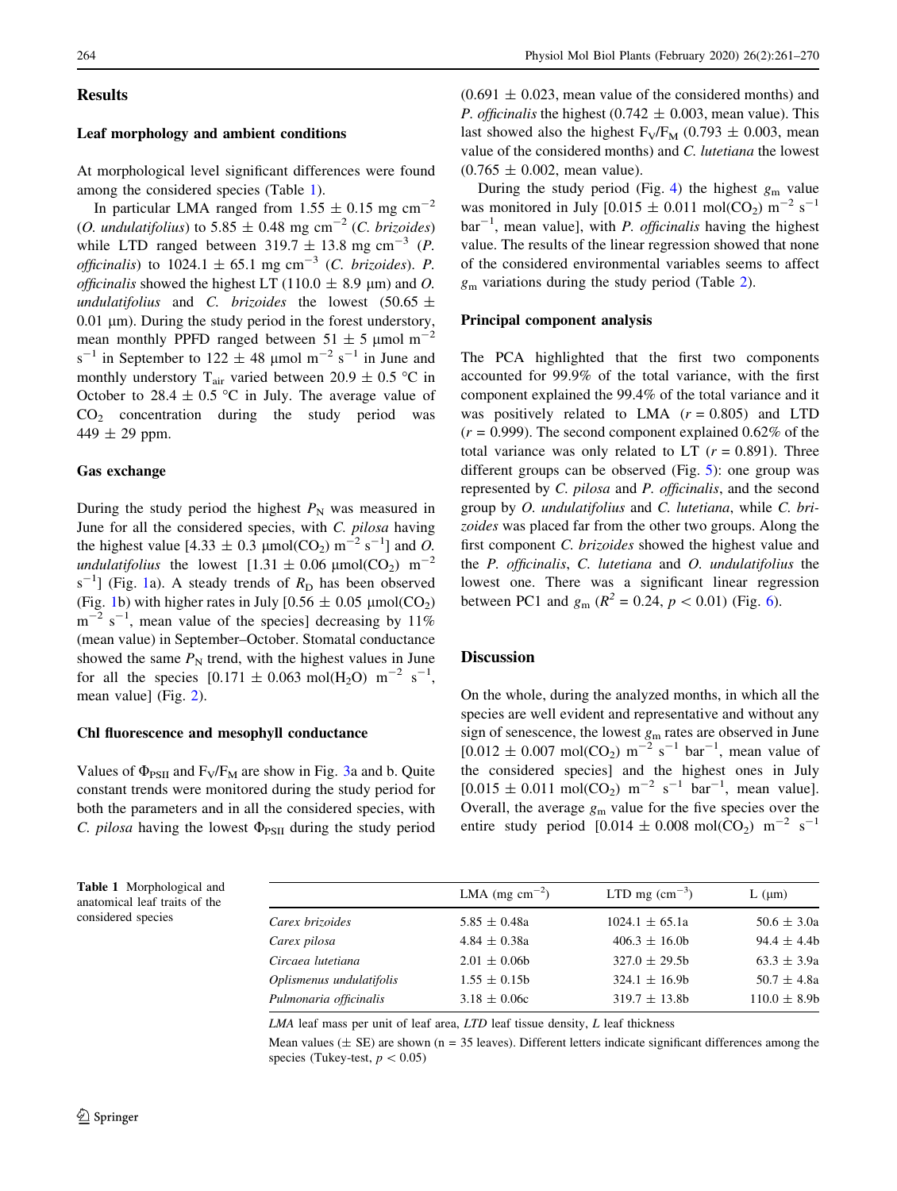## Results

### Leaf morphology and ambient conditions

At morphological level significant differences were found among the considered species (Table 1).

In particular LMA ranged from 1.55 ± 0.15 mg $cm^{-2}$ (*O. undulatifolius*) to 5.85 ± 0.48 mg $cm^{-2}$ (*C. brizoides*) while LTD ranged between 319.7 ± 13.8 mg $cm^{-3}$ (*P. officinalis*) to 1024.1 ± 65.1 mg $cm^{-3}$ (*C. brizoides*). *P. officinalis* showed the highest LT (110.0 ± 8.9 μm) and *O. undulatifolius* and *C. brizoides* the lowest (50.65 ± 0.01 μm). During the study period in the forest understory, mean monthly PPFD ranged between 51 ± 5 μmol $m^{-2}$ $s^{-1}$ in September to 122 ± 48 μmol $m^{-2}$ $s^{-1}$ in June and monthly understory $T_{air}$ varied between 20.9 ± 0.5 °C in October to 28.4 ± 0.5 °C in July. The average value of $CO_2$ concentration during the study period was 449 ± 29 ppm.

### Gas exchange

During the study period the highest $P_N$ was measured in June for all the considered species, with *C. pilosa* having the highest value [4.33 ± 0.3 μmol($CO_2$) $m^{-2}$ $s^{-1}$] and *O. undulatifolius* the lowest [1.31 ± 0.06 μmol($CO_2$) $m^{-2}$ $s^{-1}$] (Fig. 1a). A steady trends of $R_D$ has been observed (Fig. 1b) with higher rates in July [0.56 ± 0.05 μmol($CO_2$) $m^{-2}$ $s^{-1}$, mean value of the species] decreasing by 11% (mean value) in September–October. Stomatal conductance showed the same $P_N$ trend, with the highest values in June for all the species [0.171 ± 0.063 mol($H_2O$) $m^{-2}$ $s^{-1}$, mean value] (Fig. 2).

### Chl fluorescence and mesophyll conductance

Values of $\Phi_{PSII}$ and $F_V/F_M$ are show in Fig. 3a and b. Quite constant trends were monitored during the study period for both the parameters and in all the considered species, with *C. pilosa* having the lowest $\Phi_{PSII}$ during the study period (0.691 ± 0.023, mean value of the considered months) and *P. officinalis* the highest (0.742 ± 0.003, mean value). This last showed also the highest $F_V/F_M$ (0.793 ± 0.003, mean value of the considered months) and *C. lutetiana* the lowest (0.765 ± 0.002, mean value).

During the study period (Fig. 4) the highest $g_m$ value was monitored in July [0.015 ± 0.011 mol($CO_2$) $m^{-2}$ $s^{-1}$ $bar^{-1}$, mean value], with *P. officinalis* having the highest value. The results of the linear regression showed that none of the considered environmental variables seems to affect $g_m$ variations during the study period (Table 2).

### Principal component analysis

The PCA highlighted that the first two components accounted for 99.9% of the total variance, with the first component explained the 99.4% of the total variance and it was positively related to LMA ($r = 0.805$) and LTD ($r = 0.999$). The second component explained 0.62% of the total variance was only related to LT ($r = 0.891$). Three different groups can be observed (Fig. 5): one group was represented by *C. pilosa* and *P. officinalis*, and the second group by *O. undulatifolius* and *C. lutetiana*, while *C. brizoides* was placed far from the other two groups. Along the first component *C. brizoides* showed the highest value and the *P. officinalis*, *C. lutetiana* and *O. undulatifolius* the lowest one. There was a significant linear regression between PC1 and $g_m$ ($R^2 = 0.24$, $p < 0.01$) (Fig. 6).

## Discussion

On the whole, during the analyzed months, in which all the species are well evident and representative and without any sign of senescence, the lowest $g_m$ rates are observed in June [0.012 ± 0.007 mol($CO_2$) $m^{-2}$ $s^{-1}$ $bar^{-1}$, mean value of the considered species] and the highest ones in July [0.015 ± 0.011 mol($CO_2$) $m^{-2}$ $s^{-1}$ $bar^{-1}$, mean value]. Overall, the average $g_m$ value for the five species over the entire study period [0.014 ± 0.008 mol($CO_2$) $m^{-2}$ $s^{-1}$

**Table 1** Morphological and anatomical leaf traits of the considered species

| | LMA (mg $cm^{-2}$) | LTD mg ($cm^{-3}$) | L (μm) |
|---|---|---|---|
| *Carex brizoides* | 5.85 ± 0.48a | 1024.1 ± 65.1a | 50.6 ± 3.0a |
| *Carex pilosa* | 4.84 ± 0.38a | 406.3 ± 16.0b | 94.4 ± 4.4b |
| *Circaea lutetiana* | 2.01 ± 0.06b | 327.0 ± 29.5b | 63.3 ± 3.9a |
| *Oplismenus undulatifolis* | 1.55 ± 0.15b | 324.1 ± 16.9b | 50.7 ± 4.8a |
| *Pulmonaria officinalis* | 3.18 ± 0.06c | 319.7 ± 13.8b | 110.0 ± 8.9b |

*LMA* leaf mass per unit of leaf area, *LTD* leaf tissue density, *L* leaf thickness

Mean values (± SE) are shown (n = 35 leaves). Different letters indicate significant differences among the species (Tukey-test, $p < 0.05$)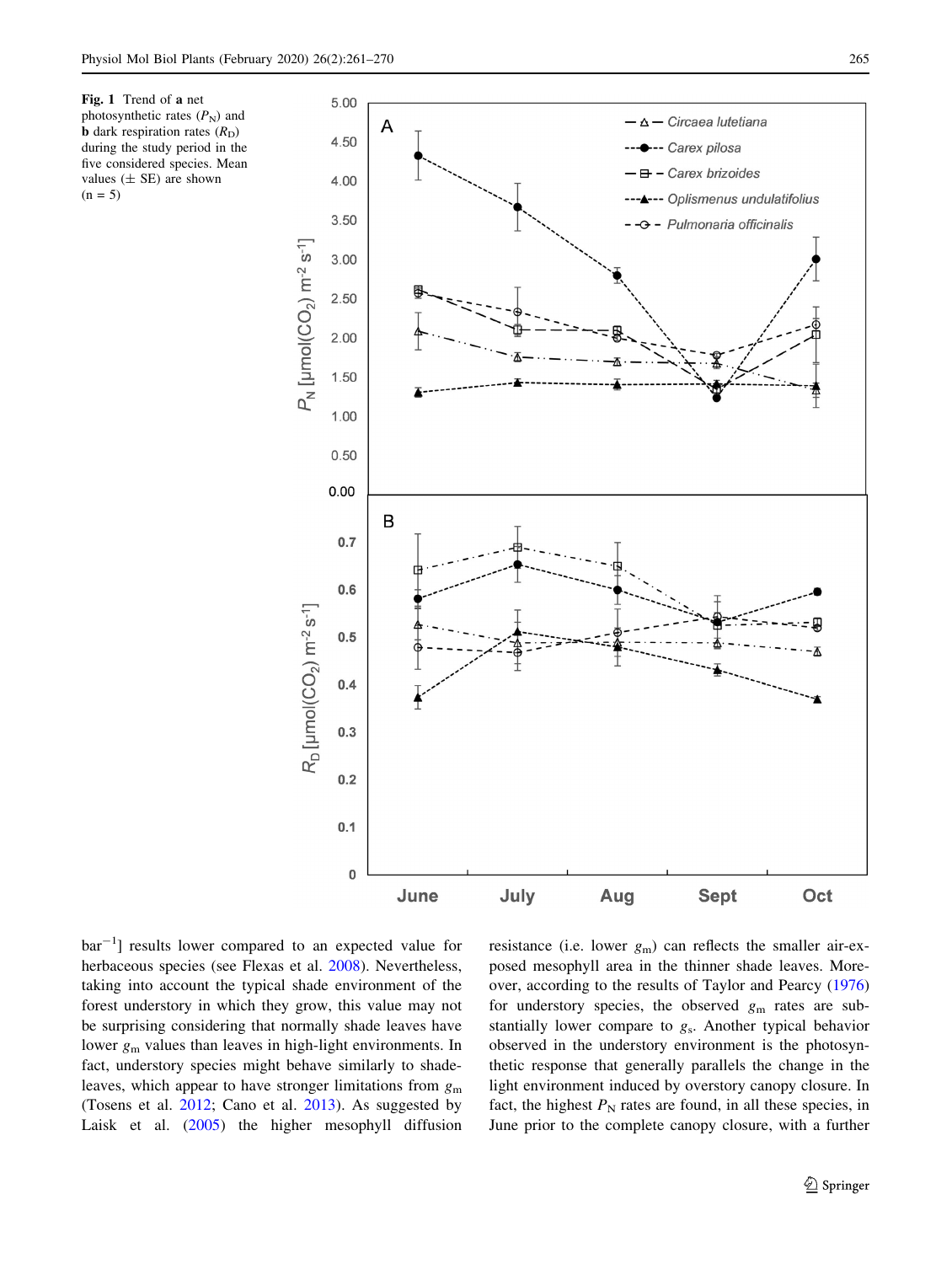**Fig. 1** Trend of **a** net photosynthetic rates ($P_N$) and **b** dark respiration rates ($R_D$) during the study period in the five considered species. Mean values (± SE) are shown (n = 5)

bar$^{-1}$] results lower compared to an expected value for herbaceous species (see Flexas et al. 2008). Nevertheless, taking into account the typical shade environment of the forest understory in which they grow, this value may not be surprising considering that normally shade leaves have lower $g_m$ values than leaves in high-light environments. In fact, understory species might behave similarly to shade-leaves, which appear to have stronger limitations from $g_m$ (Tosens et al. 2012; Cano et al. 2013). As suggested by Laisk et al. (2005) the higher mesophyll diffusion resistance (i.e. lower $g_m$) can reflects the smaller air-exposed mesophyll area in the thinner shade leaves. Moreover, according to the results of Taylor and Pearcy (1976) for understory species, the observed $g_m$ rates are substantially lower compare to $g_s$. Another typical behavior observed in the understory environment is the photosynthetic response that generally parallels the change in the light environment induced by overstory canopy closure. In fact, the highest $P_N$ rates are found, in all these species, in June prior to the complete canopy closure, with a further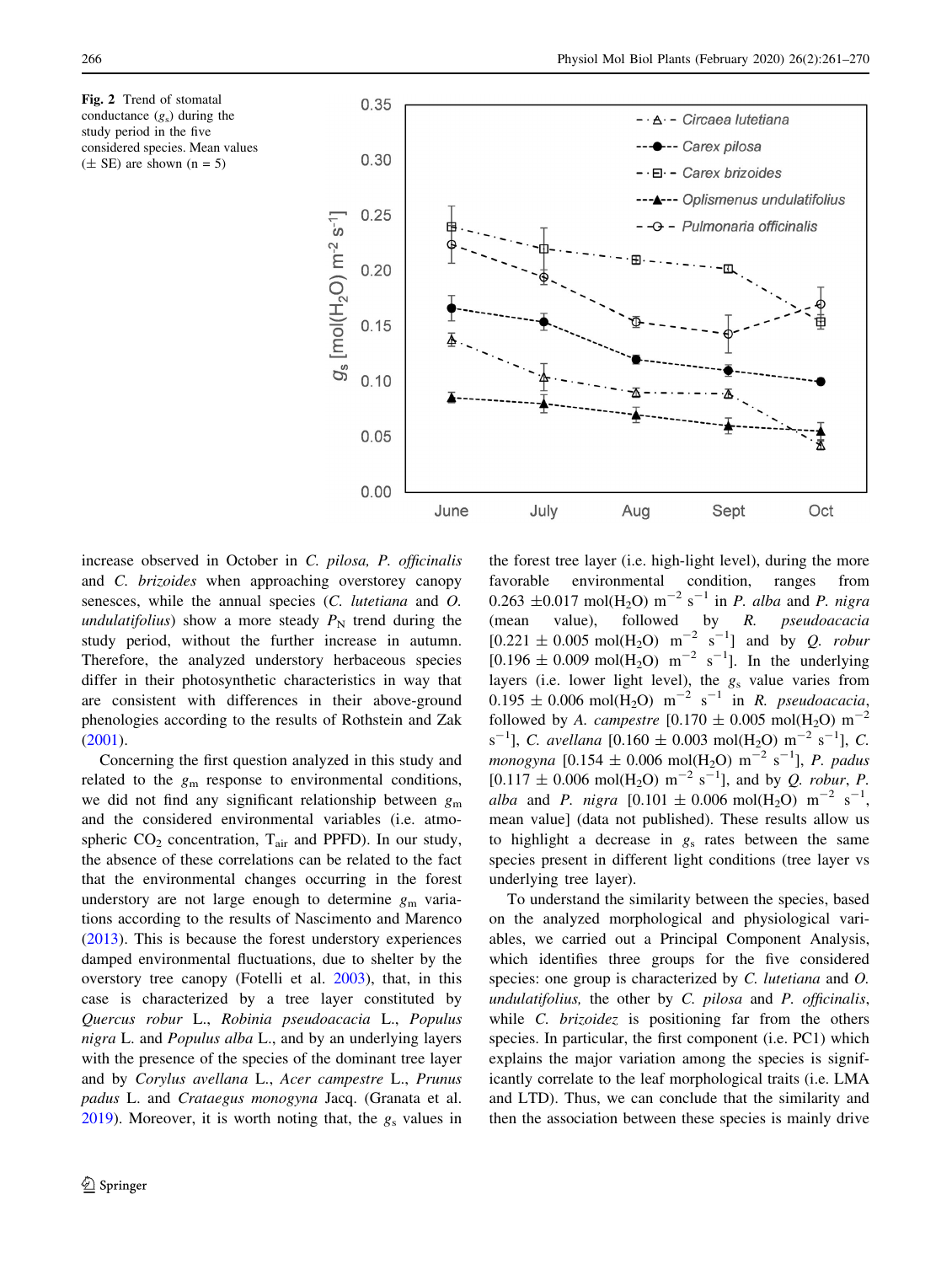Fig. 2 Trend of stomatal conductance ($g_s$) during the study period in the five considered species. Mean values (± SE) are shown (n = 5)

increase observed in October in *C. pilosa, P. officinalis* and *C. brizoides* when approaching overstorey canopy senesces, while the annual species (*C. lutetiana* and *O. undulatifolius*) show a more steady $P_N$ trend during the study period, without the further increase in autumn. Therefore, the analyzed understory herbaceous species differ in their photosynthetic characteristics in way that are consistent with differences in their above-ground phenologies according to the results of Rothstein and Zak (2001).

Concerning the first question analyzed in this study and related to the $g_m$ response to environmental conditions, we did not find any significant relationship between $g_m$ and the considered environmental variables (i.e. atmospheric $CO_2$ concentration, $T_{air}$ and PPFD). In our study, the absence of these correlations can be related to the fact that the environmental changes occurring in the forest understory are not large enough to determine $g_m$ variations according to the results of Nascimento and Marenco (2013). This is because the forest understory experiences damped environmental fluctuations, due to shelter by the overstory tree canopy (Fotelli et al. 2003), that, in this case is characterized by a tree layer constituted by *Quercus robur* L., *Robinia pseudoacacia* L., *Populus nigra* L. and *Populus alba* L., and by an underlying layers with the presence of the species of the dominant tree layer and by *Corylus avellana* L., *Acer campestre* L., *Prunus padus* L. and *Crataegus monogyna* Jacq. (Granata et al. 2019). Moreover, it is worth noting that, the $g_s$ values in the forest tree layer (i.e. high-light level), during the more favorable environmental condition, ranges from 0.263 ±0.017 mol($H_2O$) $m^{-2}$ $s^{-1}$ in *P. alba* and *P. nigra* (mean value), followed by *R. pseudoacacia* [0.221 ± 0.005 mol($H_2O$) $m^{-2}$ $s^{-1}$] and by *Q. robur* [0.196 ± 0.009 mol($H_2O$) $m^{-2}$ $s^{-1}$]. In the underlying layers (i.e. lower light level), the $g_s$ value varies from 0.195 ± 0.006 mol($H_2O$) $m^{-2}$ $s^{-1}$ in *R. pseudoacacia*, followed by *A. campestre* [0.170 ± 0.005 mol($H_2O$) $m^{-2}$ $s^{-1}$], *C. avellana* [0.160 ± 0.003 mol($H_2O$) $m^{-2}$ $s^{-1}$], *C. monogyna* [0.154 ± 0.006 mol($H_2O$) $m^{-2}$ $s^{-1}$], *P. padus* [0.117 ± 0.006 mol($H_2O$) $m^{-2}$ $s^{-1}$], and by *Q. robur*, *P. alba* and *P. nigra* [0.101 ± 0.006 mol($H_2O$) $m^{-2}$ $s^{-1}$, mean value] (data not published). These results allow us to highlight a decrease in $g_s$ rates between the same species present in different light conditions (tree layer vs underlying tree layer).

To understand the similarity between the species, based on the analyzed morphological and physiological variables, we carried out a Principal Component Analysis, which identifies three groups for the five considered species: one group is characterized by *C. lutetiana* and *O. undulatifolius,* the other by *C. pilosa* and *P. officinalis*, while *C. brizoidez* is positioning far from the others species. In particular, the first component (i.e. PC1) which explains the major variation among the species is significantly correlate to the leaf morphological traits (i.e. LMA and LTD). Thus, we can conclude that the similarity and then the association between these species is mainly drive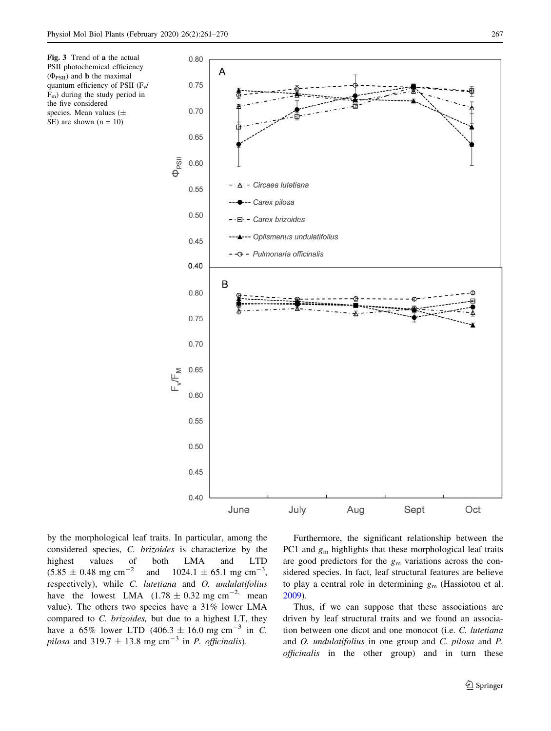**Fig. 3** Trend of **a** the actual PSII photochemical efficiency ($\Phi_{PSII}$) and **b** the maximal quantum efficiency of PSII ($F_v/F_m$) during the study period in the five considered species. Mean values (± SE) are shown (n = 10)

by the morphological leaf traits. In particular, among the considered species, *C. brizoides* is characterize by the highest values of both LMA and LTD ($5.85 \pm 0.48$ mg cm$^{-2}$ and $1024.1 \pm 65.1$ mg cm$^{-3}$, respectively), while *C. lutetiana* and *O. undulatifolius* have the lowest LMA ($1.78 \pm 0.32$ mg cm$^{-2,}$ mean value). The others two species have a 31% lower LMA compared to *C. brizoides,* but due to a highest LT, they have a 65% lower LTD ($406.3 \pm 16.0$ mg cm$^{-3}$ in *C. pilosa* and $319.7 \pm 13.8$ mg cm$^{-3}$ in *P. officinalis*).

Furthermore, the significant relationship between the PC1 and $g_m$ highlights that these morphological leaf traits are good predictors for the $g_m$ variations across the considered species. In fact, leaf structural features are believe to play a central role in determining $g_m$ (Hassiotou et al. 2009).

Thus, if we can suppose that these associations are driven by leaf structural traits and we found an association between one dicot and one monocot (i.e. *C. lutetiana* and *O. undulatifolius* in one group and *C. pilosa* and *P. officinalis* in the other group) and in turn these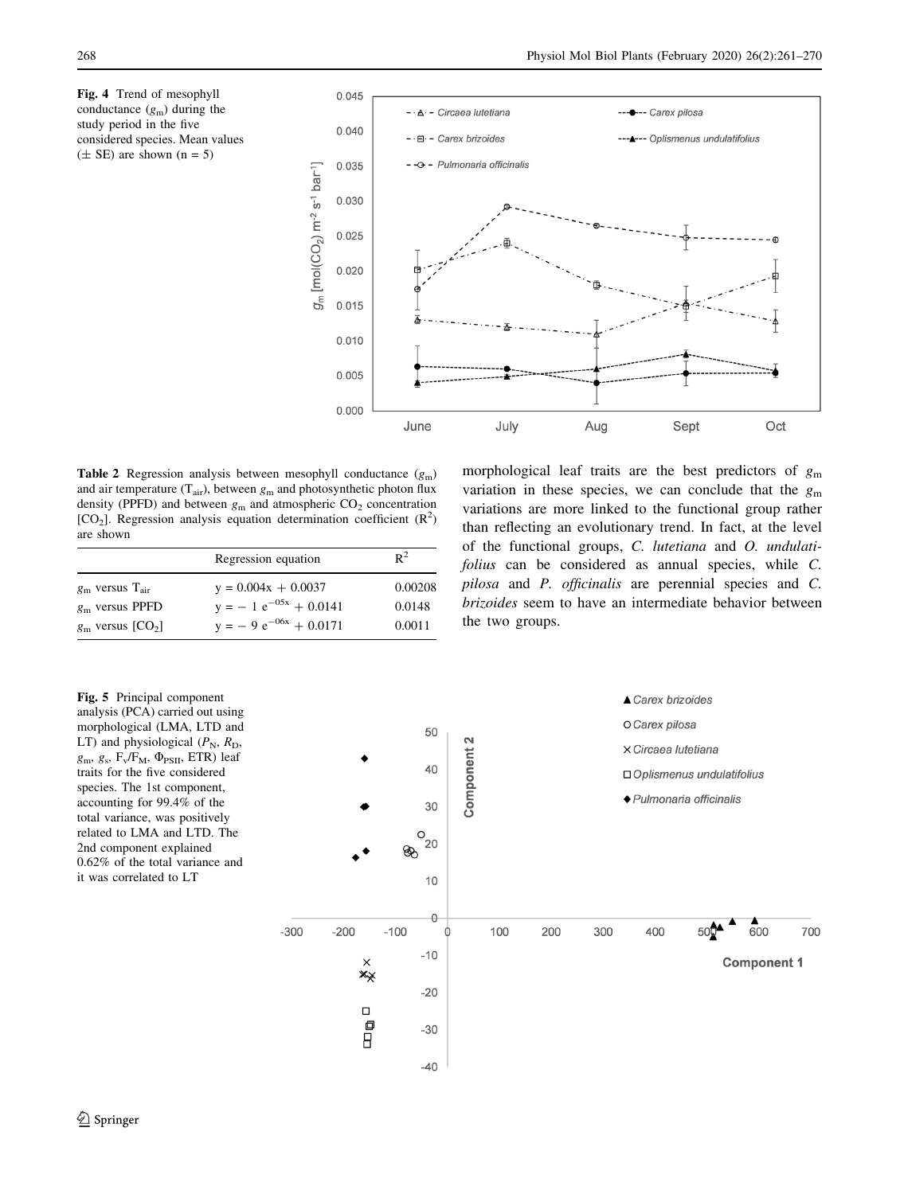**Fig. 4** Trend of mesophyll conductance ($g_m$) during the study period in the five considered species. Mean values (± SE) are shown (n = 5)

**Table 2** Regression analysis between mesophyll conductance ($g_m$) and air temperature ($T_{air}$), between $g_m$ and photosynthetic photon flux density (PPFD) and between $g_m$ and atmospheric $CO_2$ concentration [$CO_2$]. Regression analysis equation determination coefficient ($R^2$) are shown

| | Regression equation | $R^2$ |
|---|---|---|
| $g_m$ versus $T_{air}$ | $y = 0.004x + 0.0037$ | 0.00208 |
| $g_m$ versus PPFD | $y = -1\ e^{-05x} + 0.0141$ | 0.0148 |
| $g_m$ versus [$CO_2$] | $y = -9\ e^{-06x} + 0.0171$ | 0.0011 |

morphological leaf traits are the best predictors of $g_m$ variation in these species, we can conclude that the $g_m$ variations are more linked to the functional group rather than reflecting an evolutionary trend. In fact, at the level of the functional groups, *C. lutetiana* and *O. undulatifolius* can be considered as annual species, while *C. pilosa* and *P. officinalis* are perennial species and *C. brizoides* seem to have an intermediate behavior between the two groups.

**Fig. 5** Principal component analysis (PCA) carried out using morphological (LMA, LTD and LT) and physiological ($P_N$, $R_D$, $g_m$, $g_s$, $F_v/F_M$, $\Phi_{PSII}$, ETR) leaf traits for the five considered species. The 1st component, accounting for 99.4% of the total variance, was positively related to LMA and LTD. The 2nd component explained 0.62% of the total variance and it was correlated to LT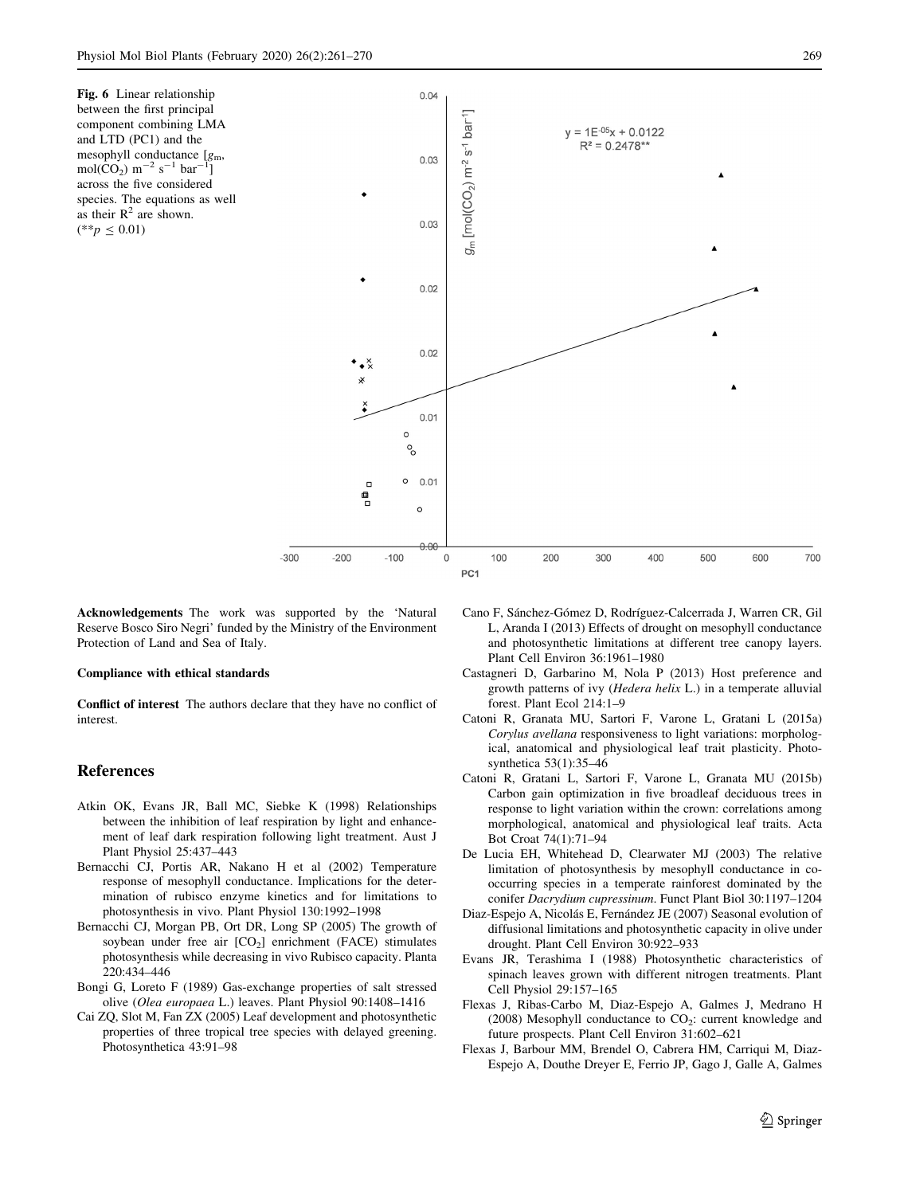**Fig. 6** Linear relationship between the first principal component combining LMA and LTD (PC1) and the mesophyll conductance [$g_m$, mol($CO_2$) $m^{-2}$ $s^{-1}$ $bar^{-1}$] across the five considered species. The equations as well as their $R^2$ are shown. (**$p \leq 0.01$)

**Acknowledgements** The work was supported by the 'Natural Reserve Bosco Siro Negri' funded by the Ministry of the Environment Protection of Land and Sea of Italy.

#### Compliance with ethical standards

**Conflict of interest** The authors declare that they have no conflict of interest.

## References

Atkin OK, Evans JR, Ball MC, Siebke K (1998) Relationships between the inhibition of leaf respiration by light and enhancement of leaf dark respiration following light treatment. Aust J Plant Physiol 25:437–443

Bernacchi CJ, Portis AR, Nakano H et al (2002) Temperature response of mesophyll conductance. Implications for the determination of rubisco enzyme kinetics and for limitations to photosynthesis in vivo. Plant Physiol 130:1992–1998

Bernacchi CJ, Morgan PB, Ort DR, Long SP (2005) The growth of soybean under free air [$CO_2$] enrichment (FACE) stimulates photosynthesis while decreasing in vivo Rubisco capacity. Planta 220:434–446

Bongi G, Loreto F (1989) Gas-exchange properties of salt stressed olive (*Olea europaea* L.) leaves. Plant Physiol 90:1408–1416

Cai ZQ, Slot M, Fan ZX (2005) Leaf development and photosynthetic properties of three tropical tree species with delayed greening. Photosynthetica 43:91–98

Cano F, Sánchez-Gómez D, Rodríguez-Calcerrada J, Warren CR, Gil L, Aranda I (2013) Effects of drought on mesophyll conductance and photosynthetic limitations at different tree canopy layers. Plant Cell Environ 36:1961–1980

Castagneri D, Garbarino M, Nola P (2013) Host preference and growth patterns of ivy (*Hedera helix* L.) in a temperate alluvial forest. Plant Ecol 214:1–9

Catoni R, Granata MU, Sartori F, Varone L, Gratani L (2015a) *Corylus avellana* responsiveness to light variations: morphological, anatomical and physiological leaf trait plasticity. Photosynthetica 53(1):35–46

Catoni R, Gratani L, Sartori F, Varone L, Granata MU (2015b) Carbon gain optimization in five broadleaf deciduous trees in response to light variation within the crown: correlations among morphological, anatomical and physiological leaf traits. Acta Bot Croat 74(1):71–94

De Lucia EH, Whitehead D, Clearwater MJ (2003) The relative limitation of photosynthesis by mesophyll conductance in co-occurring species in a temperate rainforest dominated by the conifer *Dacrydium cupressinum*. Funct Plant Biol 30:1197–1204

Diaz-Espejo A, Nicolás E, Fernández JE (2007) Seasonal evolution of diffusional limitations and photosynthetic capacity in olive under drought. Plant Cell Environ 30:922–933

Evans JR, Terashima I (1988) Photosynthetic characteristics of spinach leaves grown with different nitrogen treatments. Plant Cell Physiol 29:157–165

Flexas J, Ribas-Carbo M, Diaz-Espejo A, Galmes J, Medrano H (2008) Mesophyll conductance to $CO_2$: current knowledge and future prospects. Plant Cell Environ 31:602–621

Flexas J, Barbour MM, Brendel O, Cabrera HM, Carriqui M, Diaz-Espejo A, Douthe Dreyer E, Ferrio JP, Gago J, Galle A, Galmes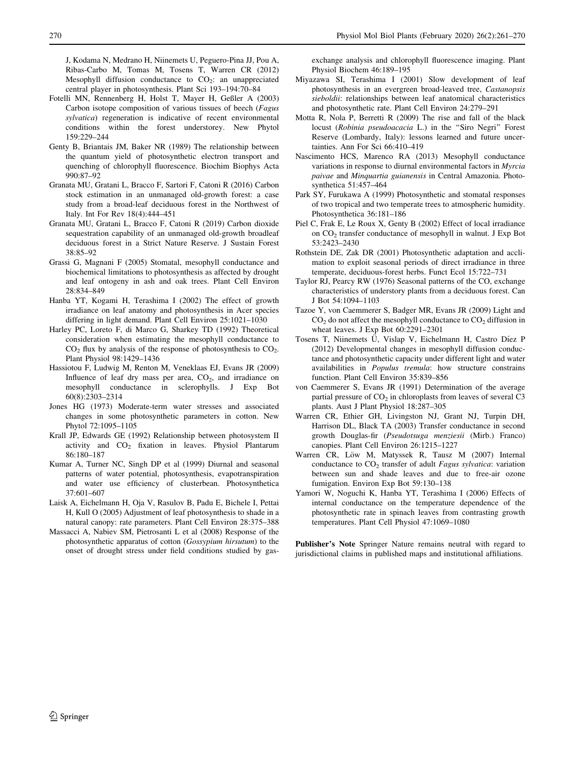J, Kodama N, Medrano H, Niinemets U, Peguero-Pina JJ, Pou A, Ribas-Carbo M, Tomas M, Tosens T, Warren CR (2012) Mesophyll diffusion conductance to $CO_2$: an unappreciated central player in photosynthesis. Plant Sci 193–194:70–84

Fotelli MN, Rennenberg H, Holst T, Mayer H, Geßler A (2003) Carbon isotope composition of various tissues of beech (*Fagus sylvatica*) regeneration is indicative of recent environmental conditions within the forest understorey. New Phytol 159:229–244

Genty B, Briantais JM, Baker NR (1989) The relationship between the quantum yield of photosynthetic electron transport and quenching of chlorophyll fluorescence. Biochim Biophys Acta 990:87–92

Granata MU, Gratani L, Bracco F, Sartori F, Catoni R (2016) Carbon stock estimation in an unmanaged old-growth forest: a case study from a broad-leaf deciduous forest in the Northwest of Italy. Int For Rev 18(4):444–451

Granata MU, Gratani L, Bracco F, Catoni R (2019) Carbon dioxide sequestration capability of an unmanaged old-growth broadleaf deciduous forest in a Strict Nature Reserve. J Sustain Forest 38:85–92

Grassi G, Magnani F (2005) Stomatal, mesophyll conductance and biochemical limitations to photosynthesis as affected by drought and leaf ontogeny in ash and oak trees. Plant Cell Environ 28:834–849

Hanba YT, Kogami H, Terashima I (2002) The effect of growth irradiance on leaf anatomy and photosynthesis in Acer species differing in light demand. Plant Cell Environ 25:1021–1030

Harley PC, Loreto F, di Marco G, Sharkey TD (1992) Theoretical consideration when estimating the mesophyll conductance to $CO_2$ flux by analysis of the response of photosynthesis to $CO_2$. Plant Physiol 98:1429–1436

Hassiotou F, Ludwig M, Renton M, Veneklaas EJ, Evans JR (2009) Influence of leaf dry mass per area, $CO_2$, and irradiance on mesophyll conductance in sclerophylls. J Exp Bot 60(8):2303–2314

Jones HG (1973) Moderate-term water stresses and associated changes in some photosynthetic parameters in cotton. New Phytol 72:1095–1105

Krall JP, Edwards GE (1992) Relationship between photosystem II activity and $CO_2$ fixation in leaves. Physiol Plantarum 86:180–187

Kumar A, Turner NC, Singh DP et al (1999) Diurnal and seasonal patterns of water potential, photosynthesis, evapotranspiration and water use efficiency of clusterbean. Photosynthetica 37:601–607

Laisk A, Eichelmann H, Oja V, Rasulov B, Padu E, Bichele I, Pettai H, Kull O (2005) Adjustment of leaf photosynthesis to shade in a natural canopy: rate parameters. Plant Cell Environ 28:375–388

Massacci A, Nabiev SM, Pietrosanti L et al (2008) Response of the photosynthetic apparatus of cotton (*Gossypium hirsutum*) to the onset of drought stress under field conditions studied by gas-exchange analysis and chlorophyll fluorescence imaging. Plant Physiol Biochem 46:189–195

Miyazawa SI, Terashima I (2001) Slow development of leaf photosynthesis in an evergreen broad-leaved tree, *Castanopsis sieboldii*: relationships between leaf anatomical characteristics and photosynthetic rate. Plant Cell Environ 24:279–291

Motta R, Nola P, Berretti R (2009) The rise and fall of the black locust (*Robinia pseudoacacia* L.) in the "Siro Negri" Forest Reserve (Lombardy, Italy): lessons learned and future uncertainties. Ann For Sci 66:410–419

Nascimento HCS, Marenco RA (2013) Mesophyll conductance variations in response to diurnal environmental factors in *Myrcia paivae* and *Minquartia guianensis* in Central Amazonia. Photosynthetica 51:457–464

Park SY, Furukawa A (1999) Photosynthetic and stomatal responses of two tropical and two temperate trees to atmospheric humidity. Photosynthetica 36:181–186

Piel C, Frak E, Le Roux X, Genty B (2002) Effect of local irradiance on $CO_2$ transfer conductance of mesophyll in walnut. J Exp Bot 53:2423–2430

Rothstein DE, Zak DR (2001) Photosynthetic adaptation and acclimation to exploit seasonal periods of direct irradiance in three temperate, deciduous-forest herbs. Funct Ecol 15:722–731

Taylor RJ, Pearcy RW (1976) Seasonal patterns of the CO, exchange characteristics of understory plants from a deciduous forest. Can J Bot 54:1094–1103

Tazoe Y, von Caemmerer S, Badger MR, Evans JR (2009) Light and $CO_2$ do not affect the mesophyll conductance to $CO_2$ diffusion in wheat leaves. J Exp Bot 60:2291–2301

Tosens T, Niinemets Ü, Vislap V, Eichelmann H, Castro Díez P (2012) Developmental changes in mesophyll diffusion conductance and photosynthetic capacity under different light and water availabilities in *Populus tremula*: how structure constrains function. Plant Cell Environ 35:839–856

von Caemmerer S, Evans JR (1991) Determination of the average partial pressure of $CO_2$ in chloroplasts from leaves of several C3 plants. Aust J Plant Physiol 18:287–305

Warren CR, Ethier GH, Livingston NJ, Grant NJ, Turpin DH, Harrison DL, Black TA (2003) Transfer conductance in second growth Douglas-fir (*Pseudotsuga menziesii* (Mirb.) Franco) canopies. Plant Cell Environ 26:1215–1227

Warren CR, Löw M, Matyssek R, Tausz M (2007) Internal conductance to $CO_2$ transfer of adult *Fagus sylvatica*: variation between sun and shade leaves and due to free-air ozone fumigation. Environ Exp Bot 59:130–138

Yamori W, Noguchi K, Hanba YT, Terashima I (2006) Effects of internal conductance on the temperature dependence of the photosynthetic rate in spinach leaves from contrasting growth temperatures. Plant Cell Physiol 47:1069–1080

**Publisher's Note** Springer Nature remains neutral with regard to jurisdictional claims in published maps and institutional affiliations.